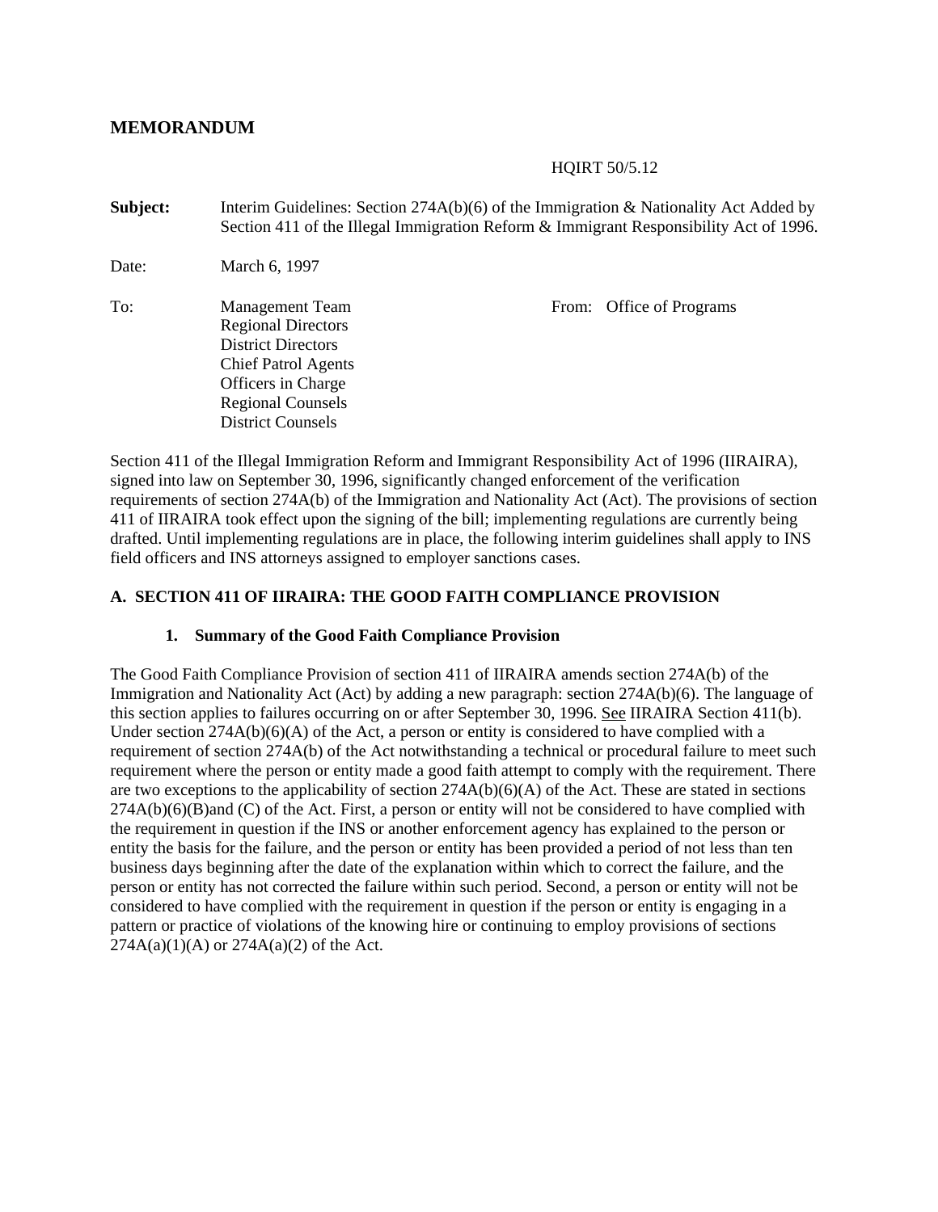# MEMORANDUM

HQIRT 50/5.12

**Subject:** Interim Guidelines: Section 274A(b)(6) of the Immigration & Nationality Act Added by Section 411 of the Illegal Immigration Reform & Immigrant Responsibility Act of 1996.

Date: March 6, 1997

To: Management Team
Regional Directors
District Directors
Chief Patrol Agents
Officers in Charge
Regional Counsels
District Counsels

From: Office of Programs

Section 411 of the Illegal Immigration Reform and Immigrant Responsibility Act of 1996 (IIRAIRA), signed into law on September 30, 1996, significantly changed enforcement of the verification requirements of section 274A(b) of the Immigration and Nationality Act (Act). The provisions of section 411 of IIRAIRA took effect upon the signing of the bill; implementing regulations are currently being drafted. Until implementing regulations are in place, the following interim guidelines shall apply to INS field officers and INS attorneys assigned to employer sanctions cases.

## A. SECTION 411 OF IIRAIRA: THE GOOD FAITH COMPLIANCE PROVISION

### 1. Summary of the Good Faith Compliance Provision

The Good Faith Compliance Provision of section 411 of IIRAIRA amends section 274A(b) of the Immigration and Nationality Act (Act) by adding a new paragraph: section 274A(b)(6). The language of this section applies to failures occurring on or after September 30, 1996. See IIRAIRA Section 411(b). Under section 274A(b)(6)(A) of the Act, a person or entity is considered to have complied with a requirement of section 274A(b) of the Act notwithstanding a technical or procedural failure to meet such requirement where the person or entity made a good faith attempt to comply with the requirement. There are two exceptions to the applicability of section 274A(b)(6)(A) of the Act. These are stated in sections 274A(b)(6)(B)and (C) of the Act. First, a person or entity will not be considered to have complied with the requirement in question if the INS or another enforcement agency has explained to the person or entity the basis for the failure, and the person or entity has been provided a period of not less than ten business days beginning after the date of the explanation within which to correct the failure, and the person or entity has not corrected the failure within such period. Second, a person or entity will not be considered to have complied with the requirement in question if the person or entity is engaging in a pattern or practice of violations of the knowing hire or continuing to employ provisions of sections 274A(a)(1)(A) or 274A(a)(2) of the Act.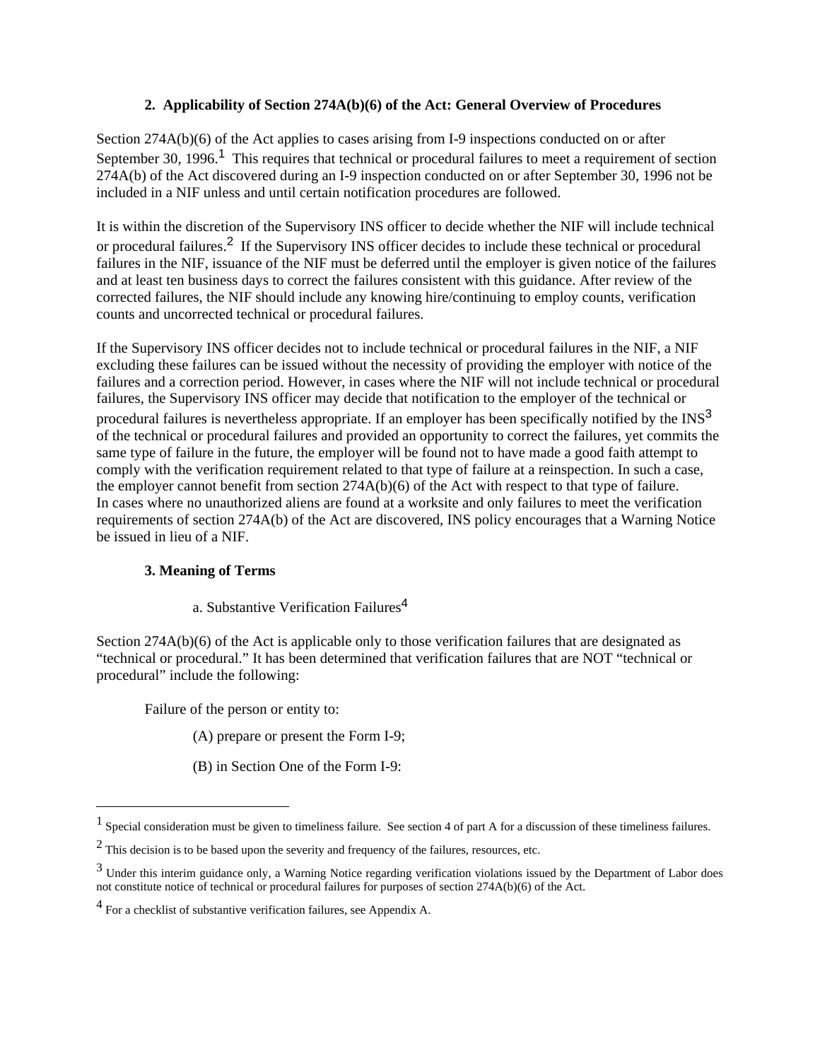### 2. Applicability of Section 274A(b)(6) of the Act: General Overview of Procedures

Section 274A(b)(6) of the Act applies to cases arising from I-9 inspections conducted on or after September 30, 1996.[1] This requires that technical or procedural failures to meet a requirement of section 274A(b) of the Act discovered during an I-9 inspection conducted on or after September 30, 1996 not be included in a NIF unless and until certain notification procedures are followed.

It is within the discretion of the Supervisory INS officer to decide whether the NIF will include technical or procedural failures.[2] If the Supervisory INS officer decides to include these technical or procedural failures in the NIF, issuance of the NIF must be deferred until the employer is given notice of the failures and at least ten business days to correct the failures consistent with this guidance. After review of the corrected failures, the NIF should include any knowing hire/continuing to employ counts, verification counts and uncorrected technical or procedural failures.

If the Supervisory INS officer decides not to include technical or procedural failures in the NIF, a NIF excluding these failures can be issued without the necessity of providing the employer with notice of the failures and a correction period. However, in cases where the NIF will not include technical or procedural failures, the Supervisory INS officer may decide that notification to the employer of the technical or procedural failures is nevertheless appropriate. If an employer has been specifically notified by the INS[3] of the technical or procedural failures and provided an opportunity to correct the failures, yet commits the same type of failure in the future, the employer will be found not to have made a good faith attempt to comply with the verification requirement related to that type of failure at a reinspection. In such a case, the employer cannot benefit from section 274A(b)(6) of the Act with respect to that type of failure. In cases where no unauthorized aliens are found at a worksite and only failures to meet the verification requirements of section 274A(b) of the Act are discovered, INS policy encourages that a Warning Notice be issued in lieu of a NIF.

### 3. Meaning of Terms

a. Substantive Verification Failures[4]

Section 274A(b)(6) of the Act is applicable only to those verification failures that are designated as "technical or procedural." It has been determined that verification failures that are NOT "technical or procedural" include the following:

Failure of the person or entity to:

(A) prepare or present the Form I-9;

(B) in Section One of the Form I-9:

---

[1] Special consideration must be given to timeliness failure. See section 4 of part A for a discussion of these timeliness failures.

[2] This decision is to be based upon the severity and frequency of the failures, resources, etc.

[3] Under this interim guidance only, a Warning Notice regarding verification violations issued by the Department of Labor does not constitute notice of technical or procedural failures for purposes of section 274A(b)(6) of the Act.

[4] For a checklist of substantive verification failures, see Appendix A.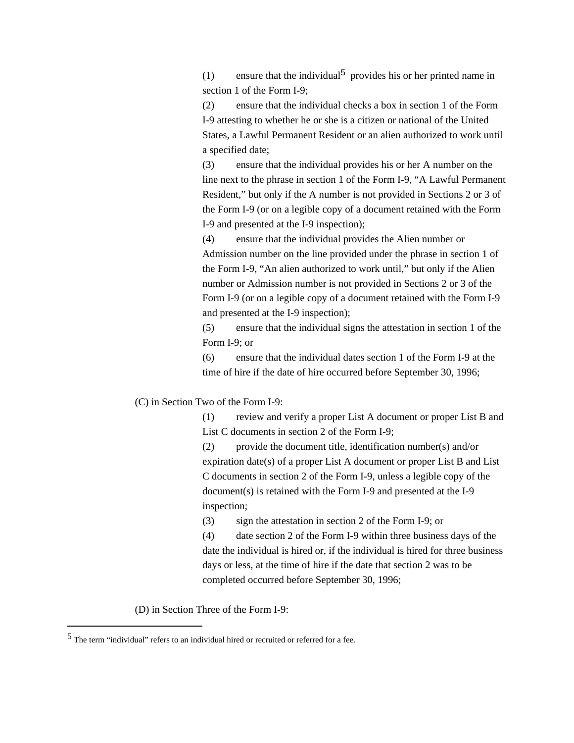(1) ensure that the individual[5] provides his or her printed name in section 1 of the Form I-9;

(2) ensure that the individual checks a box in section 1 of the Form I-9 attesting to whether he or she is a citizen or national of the United States, a Lawful Permanent Resident or an alien authorized to work until a specified date;

(3) ensure that the individual provides his or her A number on the line next to the phrase in section 1 of the Form I-9, “A Lawful Permanent Resident,” but only if the A number is not provided in Sections 2 or 3 of the Form I-9 (or on a legible copy of a document retained with the Form I-9 and presented at the I-9 inspection);

(4) ensure that the individual provides the Alien number or Admission number on the line provided under the phrase in section 1 of the Form I-9, “An alien authorized to work until,” but only if the Alien number or Admission number is not provided in Sections 2 or 3 of the Form I-9 (or on a legible copy of a document retained with the Form I-9 and presented at the I-9 inspection);

(5) ensure that the individual signs the attestation in section 1 of the Form I-9; or

(6) ensure that the individual dates section 1 of the Form I-9 at the time of hire if the date of hire occurred before September 30, 1996;

(C) in Section Two of the Form I-9:

(1) review and verify a proper List A document or proper List B and List C documents in section 2 of the Form I-9;

(2) provide the document title, identification number(s) and/or expiration date(s) of a proper List A document or proper List B and List C documents in section 2 of the Form I-9, unless a legible copy of the document(s) is retained with the Form I-9 and presented at the I-9 inspection;

(3) sign the attestation in section 2 of the Form I-9; or

(4) date section 2 of the Form I-9 within three business days of the date the individual is hired or, if the individual is hired for three business days or less, at the time of hire if the date that section 2 was to be completed occurred before September 30, 1996;

(D) in Section Three of the Form I-9:

---

[5] The term “individual” refers to an individual hired or recruited or referred for a fee.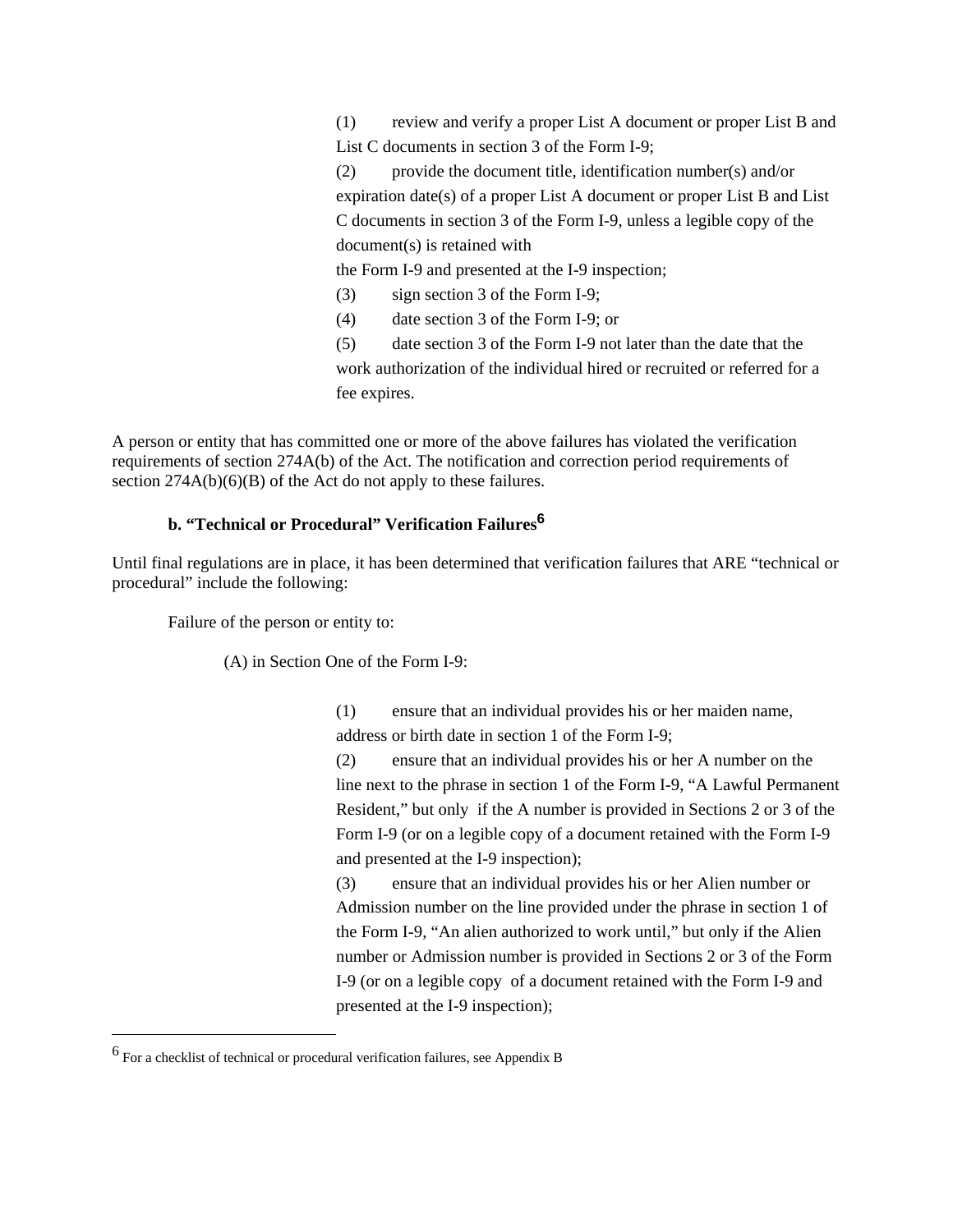(1) review and verify a proper List A document or proper List B and List C documents in section 3 of the Form I-9;

(2) provide the document title, identification number(s) and/or expiration date(s) of a proper List A document or proper List B and List C documents in section 3 of the Form I-9, unless a legible copy of the document(s) is retained with the Form I-9 and presented at the I-9 inspection;

(3) sign section 3 of the Form I-9;

(4) date section 3 of the Form I-9; or

(5) date section 3 of the Form I-9 not later than the date that the work authorization of the individual hired or recruited or referred for a fee expires.

A person or entity that has committed one or more of the above failures has violated the verification requirements of section 274A(b) of the Act. The notification and correction period requirements of section 274A(b)(6)(B) of the Act do not apply to these failures.

**b. "Technical or Procedural" Verification Failures[6]**

Until final regulations are in place, it has been determined that verification failures that ARE "technical or procedural" include the following:

Failure of the person or entity to:

(A) in Section One of the Form I-9:

(1) ensure that an individual provides his or her maiden name, address or birth date in section 1 of the Form I-9;

(2) ensure that an individual provides his or her A number on the line next to the phrase in section 1 of the Form I-9, "A Lawful Permanent Resident," but only if the A number is provided in Sections 2 or 3 of the Form I-9 (or on a legible copy of a document retained with the Form I-9 and presented at the I-9 inspection);

(3) ensure that an individual provides his or her Alien number or Admission number on the line provided under the phrase in section 1 of the Form I-9, "An alien authorized to work until," but only if the Alien number or Admission number is provided in Sections 2 or 3 of the Form I-9 (or on a legible copy of a document retained with the Form I-9 and presented at the I-9 inspection);

[6] For a checklist of technical or procedural verification failures, see Appendix B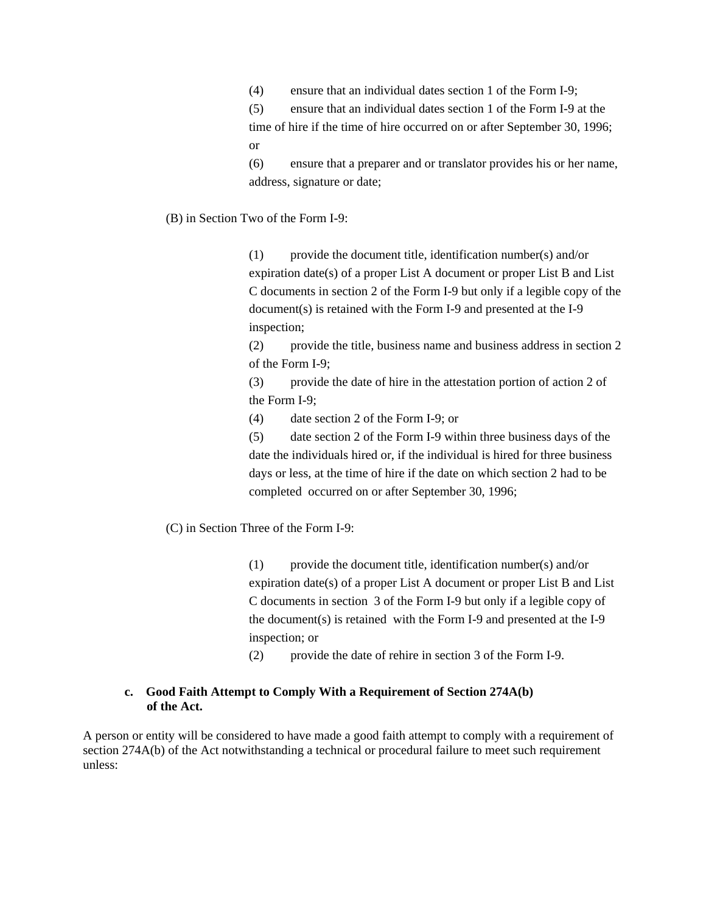(4) ensure that an individual dates section 1 of the Form I-9;

(5) ensure that an individual dates section 1 of the Form I-9 at the time of hire if the time of hire occurred on or after September 30, 1996; or

(6) ensure that a preparer and or translator provides his or her name, address, signature or date;

(B) in Section Two of the Form I-9:

(1) provide the document title, identification number(s) and/or expiration date(s) of a proper List A document or proper List B and List C documents in section 2 of the Form I-9 but only if a legible copy of the document(s) is retained with the Form I-9 and presented at the I-9 inspection;

(2) provide the title, business name and business address in section 2 of the Form I-9;

(3) provide the date of hire in the attestation portion of action 2 of the Form I-9;

(4) date section 2 of the Form I-9; or

(5) date section 2 of the Form I-9 within three business days of the date the individuals hired or, if the individual is hired for three business days or less, at the time of hire if the date on which section 2 had to be completed occurred on or after September 30, 1996;

(C) in Section Three of the Form I-9:

(1) provide the document title, identification number(s) and/or expiration date(s) of a proper List A document or proper List B and List C documents in section 3 of the Form I-9 but only if a legible copy of the document(s) is retained with the Form I-9 and presented at the I-9 inspection; or

(2) provide the date of rehire in section 3 of the Form I-9.

### c. Good Faith Attempt to Comply With a Requirement of Section 274A(b) of the Act.

A person or entity will be considered to have made a good faith attempt to comply with a requirement of section 274A(b) of the Act notwithstanding a technical or procedural failure to meet such requirement unless: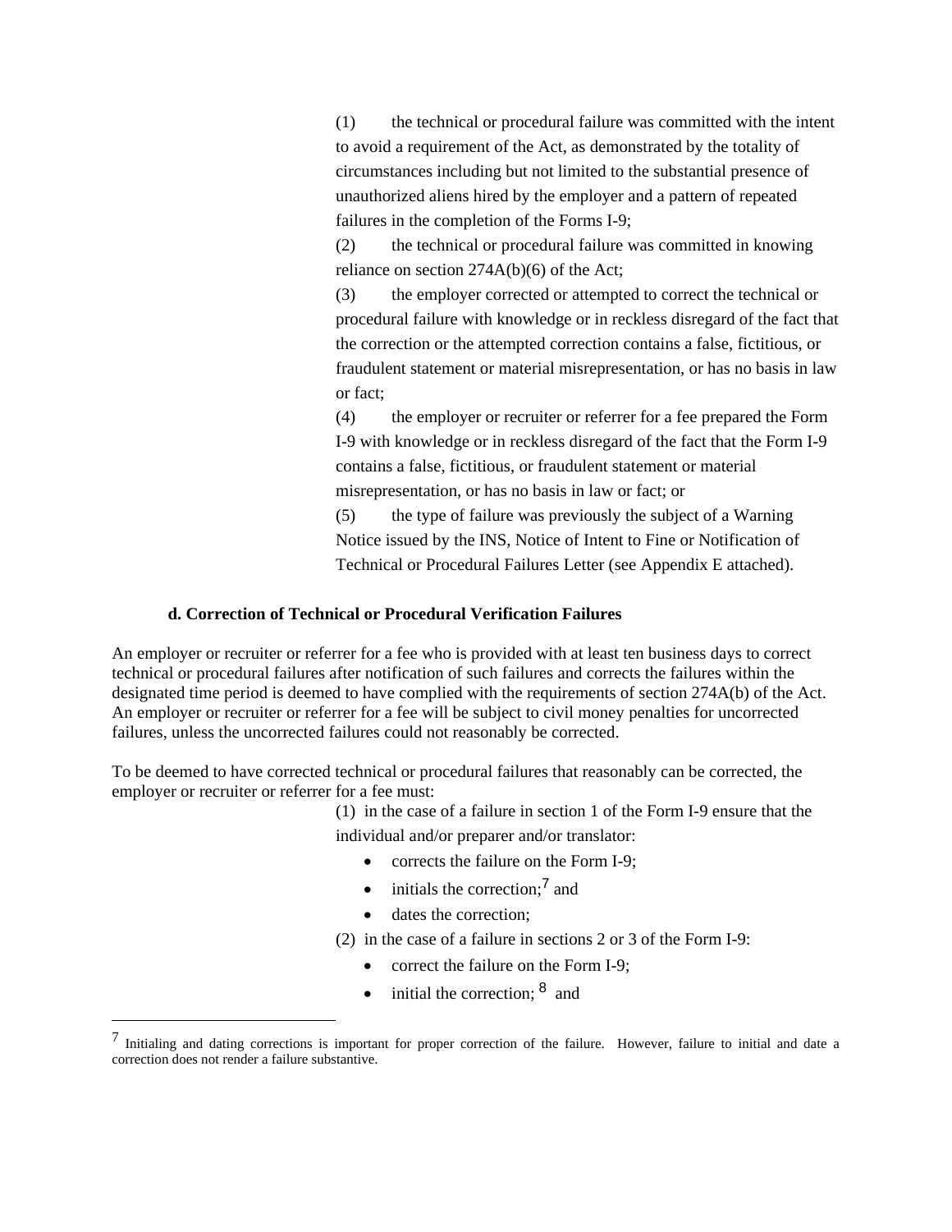(1) the technical or procedural failure was committed with the intent to avoid a requirement of the Act, as demonstrated by the totality of circumstances including but not limited to the substantial presence of unauthorized aliens hired by the employer and a pattern of repeated failures in the completion of the Forms I-9;

(2) the technical or procedural failure was committed in knowing reliance on section 274A(b)(6) of the Act;

(3) the employer corrected or attempted to correct the technical or procedural failure with knowledge or in reckless disregard of the fact that the correction or the attempted correction contains a false, fictitious, or fraudulent statement or material misrepresentation, or has no basis in law or fact;

(4) the employer or recruiter or referrer for a fee prepared the Form I-9 with knowledge or in reckless disregard of the fact that the Form I-9 contains a false, fictitious, or fraudulent statement or material misrepresentation, or has no basis in law or fact; or

(5) the type of failure was previously the subject of a Warning Notice issued by the INS, Notice of Intent to Fine or Notification of Technical or Procedural Failures Letter (see Appendix E attached).

### d. Correction of Technical or Procedural Verification Failures

An employer or recruiter or referrer for a fee who is provided with at least ten business days to correct technical or procedural failures after notification of such failures and corrects the failures within the designated time period is deemed to have complied with the requirements of section 274A(b) of the Act. An employer or recruiter or referrer for a fee will be subject to civil money penalties for uncorrected failures, unless the uncorrected failures could not reasonably be corrected.

To be deemed to have corrected technical or procedural failures that reasonably can be corrected, the employer or recruiter or referrer for a fee must:

(1) in the case of a failure in section 1 of the Form I-9 ensure that the individual and/or preparer and/or translator:

- corrects the failure on the Form I-9;
- initials the correction;[7] and
- dates the correction;

(2) in the case of a failure in sections 2 or 3 of the Form I-9:

- correct the failure on the Form I-9;
- initial the correction; [8] and

[7] Initialing and dating corrections is important for proper correction of the failure. However, failure to initial and date a correction does not render a failure substantive.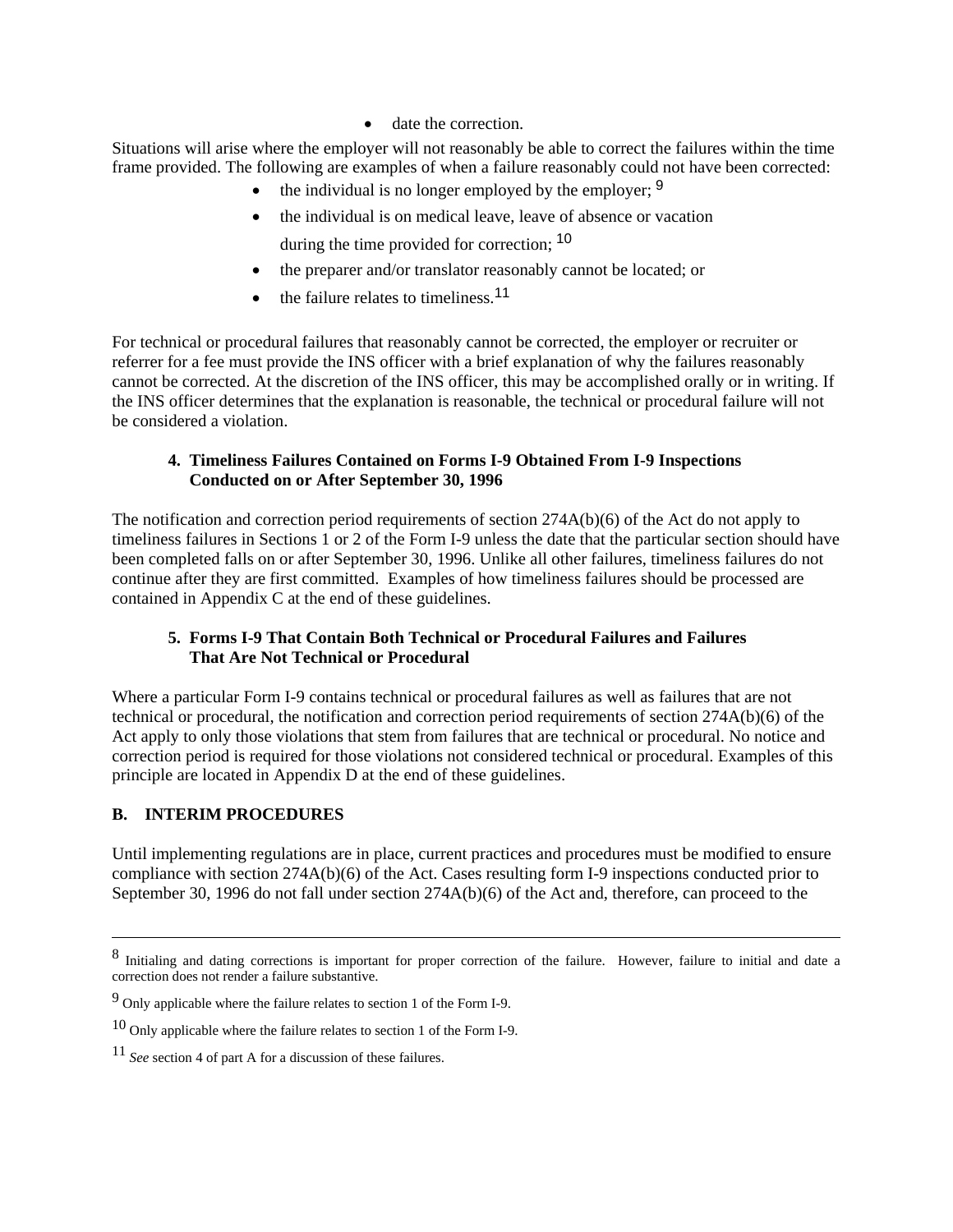- date the correction.

Situations will arise where the employer will not reasonably be able to correct the failures within the time frame provided. The following are examples of when a failure reasonably could not have been corrected:

- the individual is no longer employed by the employer; [9]
- the individual is on medical leave, leave of absence or vacation during the time provided for correction; [10]
- the preparer and/or translator reasonably cannot be located; or
- the failure relates to timeliness.[11]

For technical or procedural failures that reasonably cannot be corrected, the employer or recruiter or referrer for a fee must provide the INS officer with a brief explanation of why the failures reasonably cannot be corrected. At the discretion of the INS officer, this may be accomplished orally or in writing. If the INS officer determines that the explanation is reasonable, the technical or procedural failure will not be considered a violation.

#### 4. Timeliness Failures Contained on Forms I-9 Obtained From I-9 Inspections Conducted on or After September 30, 1996

The notification and correction period requirements of section 274A(b)(6) of the Act do not apply to timeliness failures in Sections 1 or 2 of the Form I-9 unless the date that the particular section should have been completed falls on or after September 30, 1996. Unlike all other failures, timeliness failures do not continue after they are first committed. Examples of how timeliness failures should be processed are contained in Appendix C at the end of these guidelines.

#### 5. Forms I-9 That Contain Both Technical or Procedural Failures and Failures That Are Not Technical or Procedural

Where a particular Form I-9 contains technical or procedural failures as well as failures that are not technical or procedural, the notification and correction period requirements of section 274A(b)(6) of the Act apply to only those violations that stem from failures that are technical or procedural. No notice and correction period is required for those violations not considered technical or procedural. Examples of this principle are located in Appendix D at the end of these guidelines.

### B. INTERIM PROCEDURES

Until implementing regulations are in place, current practices and procedures must be modified to ensure compliance with section 274A(b)(6) of the Act. Cases resulting form I-9 inspections conducted prior to September 30, 1996 do not fall under section 274A(b)(6) of the Act and, therefore, can proceed to the

---

[8] Initialing and dating corrections is important for proper correction of the failure. However, failure to initial and date a correction does not render a failure substantive.

[9] Only applicable where the failure relates to section 1 of the Form I-9.

[10] Only applicable where the failure relates to section 1 of the Form I-9.

[11] *See* section 4 of part A for a discussion of these failures.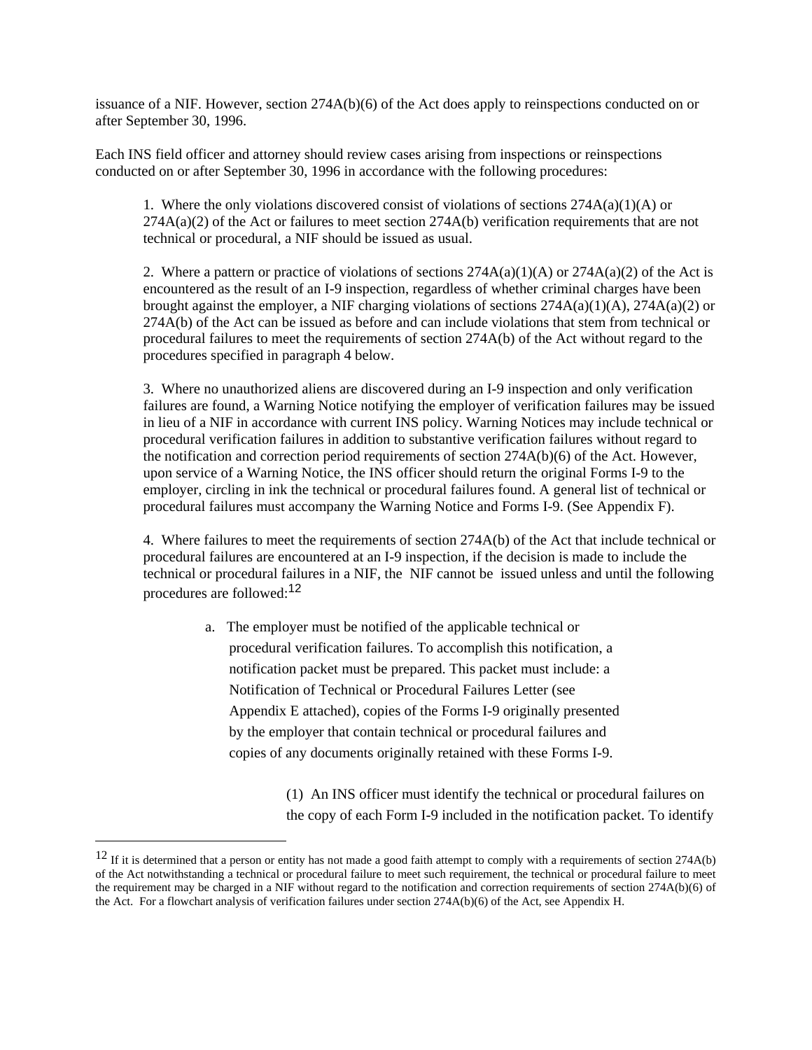issuance of a NIF. However, section 274A(b)(6) of the Act does apply to reinspections conducted on or after September 30, 1996.

Each INS field officer and attorney should review cases arising from inspections or reinspections conducted on or after September 30, 1996 in accordance with the following procedures:

1. Where the only violations discovered consist of violations of sections 274A(a)(1)(A) or 274A(a)(2) of the Act or failures to meet section 274A(b) verification requirements that are not technical or procedural, a NIF should be issued as usual.

2. Where a pattern or practice of violations of sections 274A(a)(1)(A) or 274A(a)(2) of the Act is encountered as the result of an I-9 inspection, regardless of whether criminal charges have been brought against the employer, a NIF charging violations of sections 274A(a)(1)(A), 274A(a)(2) or 274A(b) of the Act can be issued as before and can include violations that stem from technical or procedural failures to meet the requirements of section 274A(b) of the Act without regard to the procedures specified in paragraph 4 below.

3. Where no unauthorized aliens are discovered during an I-9 inspection and only verification failures are found, a Warning Notice notifying the employer of verification failures may be issued in lieu of a NIF in accordance with current INS policy. Warning Notices may include technical or procedural verification failures in addition to substantive verification failures without regard to the notification and correction period requirements of section 274A(b)(6) of the Act. However, upon service of a Warning Notice, the INS officer should return the original Forms I-9 to the employer, circling in ink the technical or procedural failures found. A general list of technical or procedural failures must accompany the Warning Notice and Forms I-9. (See Appendix F).

4. Where failures to meet the requirements of section 274A(b) of the Act that include technical or procedural failures are encountered at an I-9 inspection, if the decision is made to include the technical or procedural failures in a NIF, the NIF cannot be issued unless and until the following procedures are followed:[12]

a. The employer must be notified of the applicable technical or procedural verification failures. To accomplish this notification, a notification packet must be prepared. This packet must include: a Notification of Technical or Procedural Failures Letter (see Appendix E attached), copies of the Forms I-9 originally presented by the employer that contain technical or procedural failures and copies of any documents originally retained with these Forms I-9.

(1) An INS officer must identify the technical or procedural failures on the copy of each Form I-9 included in the notification packet. To identify

---

[12] If it is determined that a person or entity has not made a good faith attempt to comply with a requirements of section 274A(b) of the Act notwithstanding a technical or procedural failure to meet such requirement, the technical or procedural failure to meet the requirement may be charged in a NIF without regard to the notification and correction requirements of section 274A(b)(6) of the Act. For a flowchart analysis of verification failures under section 274A(b)(6) of the Act, see Appendix H.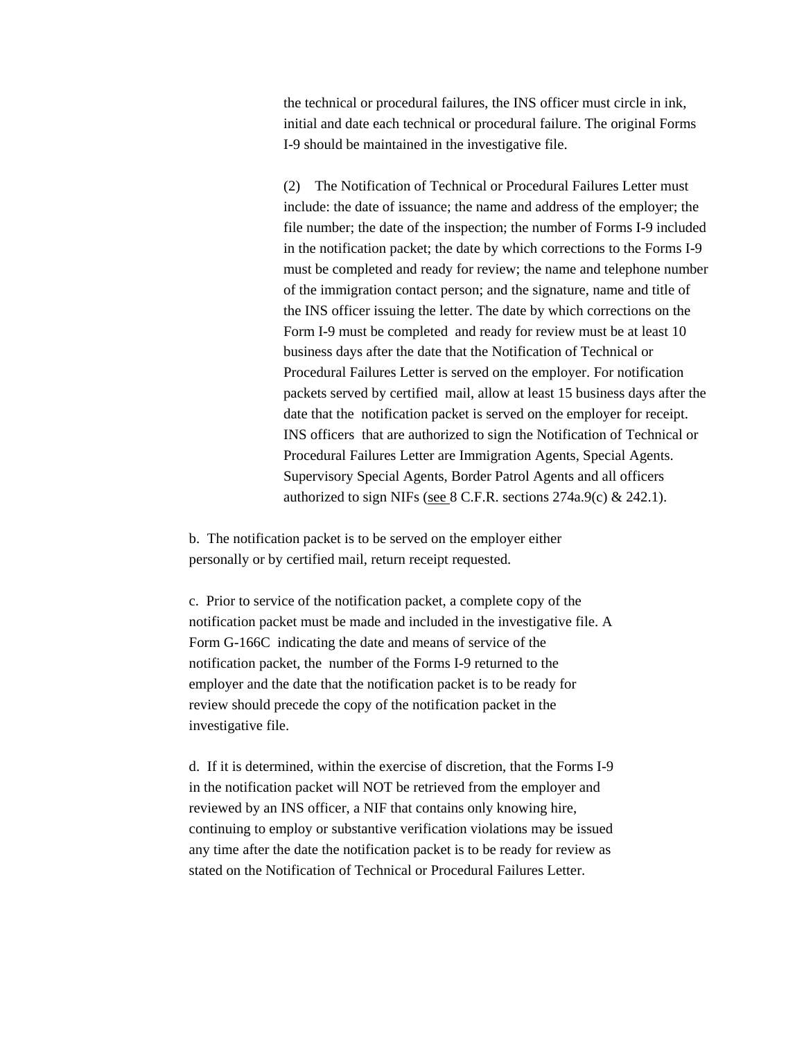the technical or procedural failures, the INS officer must circle in ink, initial and date each technical or procedural failure. The original Forms I-9 should be maintained in the investigative file.

(2) The Notification of Technical or Procedural Failures Letter must include: the date of issuance; the name and address of the employer; the file number; the date of the inspection; the number of Forms I-9 included in the notification packet; the date by which corrections to the Forms I-9 must be completed and ready for review; the name and telephone number of the immigration contact person; and the signature, name and title of the INS officer issuing the letter. The date by which corrections on the Form I-9 must be completed and ready for review must be at least 10 business days after the date that the Notification of Technical or Procedural Failures Letter is served on the employer. For notification packets served by certified mail, allow at least 15 business days after the date that the notification packet is served on the employer for receipt. INS officers that are authorized to sign the Notification of Technical or Procedural Failures Letter are Immigration Agents, Special Agents. Supervisory Special Agents, Border Patrol Agents and all officers authorized to sign NIFs (see 8 C.F.R. sections 274a.9(c) & 242.1).

b. The notification packet is to be served on the employer either personally or by certified mail, return receipt requested.

c. Prior to service of the notification packet, a complete copy of the notification packet must be made and included in the investigative file. A Form G-166C indicating the date and means of service of the notification packet, the number of the Forms I-9 returned to the employer and the date that the notification packet is to be ready for review should precede the copy of the notification packet in the investigative file.

d. If it is determined, within the exercise of discretion, that the Forms I-9 in the notification packet will NOT be retrieved from the employer and reviewed by an INS officer, a NIF that contains only knowing hire, continuing to employ or substantive verification violations may be issued any time after the date the notification packet is to be ready for review as stated on the Notification of Technical or Procedural Failures Letter.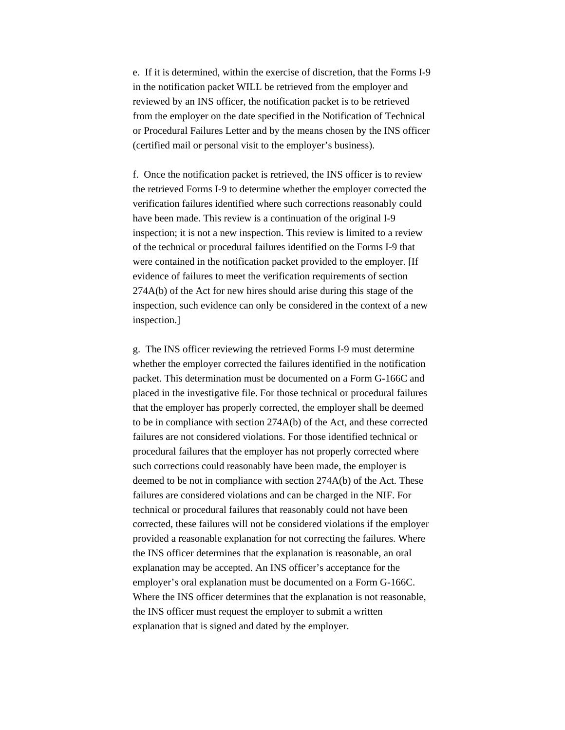e. If it is determined, within the exercise of discretion, that the Forms I-9 in the notification packet WILL be retrieved from the employer and reviewed by an INS officer, the notification packet is to be retrieved from the employer on the date specified in the Notification of Technical or Procedural Failures Letter and by the means chosen by the INS officer (certified mail or personal visit to the employer's business).

f. Once the notification packet is retrieved, the INS officer is to review the retrieved Forms I-9 to determine whether the employer corrected the verification failures identified where such corrections reasonably could have been made. This review is a continuation of the original I-9 inspection; it is not a new inspection. This review is limited to a review of the technical or procedural failures identified on the Forms I-9 that were contained in the notification packet provided to the employer. [If evidence of failures to meet the verification requirements of section 274A(b) of the Act for new hires should arise during this stage of the inspection, such evidence can only be considered in the context of a new inspection.]

g. The INS officer reviewing the retrieved Forms I-9 must determine whether the employer corrected the failures identified in the notification packet. This determination must be documented on a Form G-166C and placed in the investigative file. For those technical or procedural failures that the employer has properly corrected, the employer shall be deemed to be in compliance with section 274A(b) of the Act, and these corrected failures are not considered violations. For those identified technical or procedural failures that the employer has not properly corrected where such corrections could reasonably have been made, the employer is deemed to be not in compliance with section 274A(b) of the Act. These failures are considered violations and can be charged in the NIF. For technical or procedural failures that reasonably could not have been corrected, these failures will not be considered violations if the employer provided a reasonable explanation for not correcting the failures. Where the INS officer determines that the explanation is reasonable, an oral explanation may be accepted. An INS officer's acceptance for the employer's oral explanation must be documented on a Form G-166C. Where the INS officer determines that the explanation is not reasonable, the INS officer must request the employer to submit a written explanation that is signed and dated by the employer.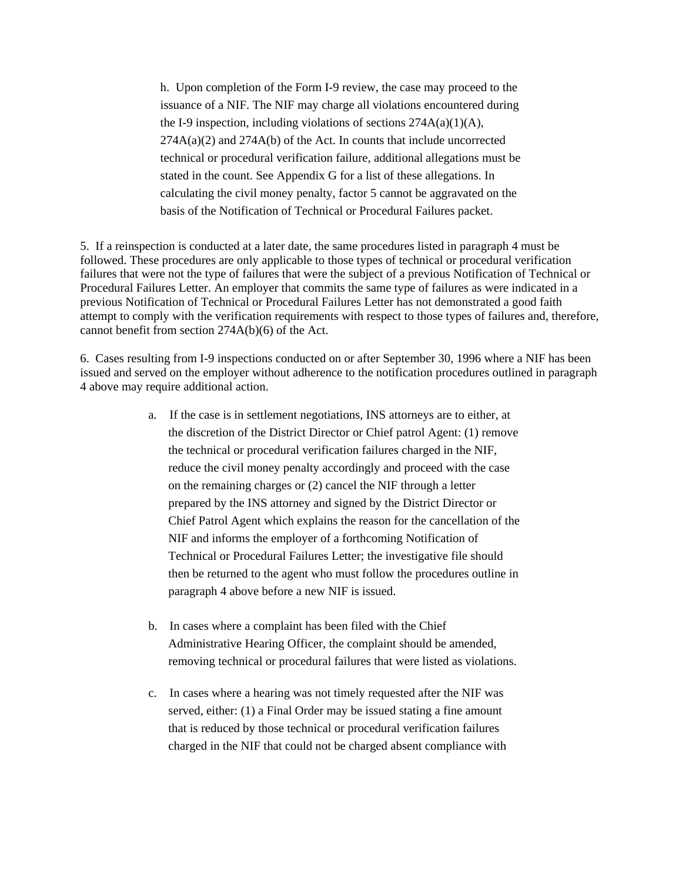h. Upon completion of the Form I-9 review, the case may proceed to the issuance of a NIF. The NIF may charge all violations encountered during the I-9 inspection, including violations of sections 274A(a)(1)(A), 274A(a)(2) and 274A(b) of the Act. In counts that include uncorrected technical or procedural verification failure, additional allegations must be stated in the count. See Appendix G for a list of these allegations. In calculating the civil money penalty, factor 5 cannot be aggravated on the basis of the Notification of Technical or Procedural Failures packet.

5. If a reinspection is conducted at a later date, the same procedures listed in paragraph 4 must be followed. These procedures are only applicable to those types of technical or procedural verification failures that were not the type of failures that were the subject of a previous Notification of Technical or Procedural Failures Letter. An employer that commits the same type of failures as were indicated in a previous Notification of Technical or Procedural Failures Letter has not demonstrated a good faith attempt to comply with the verification requirements with respect to those types of failures and, therefore, cannot benefit from section 274A(b)(6) of the Act.

6. Cases resulting from I-9 inspections conducted on or after September 30, 1996 where a NIF has been issued and served on the employer without adherence to the notification procedures outlined in paragraph 4 above may require additional action.

a. If the case is in settlement negotiations, INS attorneys are to either, at the discretion of the District Director or Chief patrol Agent: (1) remove the technical or procedural verification failures charged in the NIF, reduce the civil money penalty accordingly and proceed with the case on the remaining charges or (2) cancel the NIF through a letter prepared by the INS attorney and signed by the District Director or Chief Patrol Agent which explains the reason for the cancellation of the NIF and informs the employer of a forthcoming Notification of Technical or Procedural Failures Letter; the investigative file should then be returned to the agent who must follow the procedures outline in paragraph 4 above before a new NIF is issued.

b. In cases where a complaint has been filed with the Chief Administrative Hearing Officer, the complaint should be amended, removing technical or procedural failures that were listed as violations.

c. In cases where a hearing was not timely requested after the NIF was served, either: (1) a Final Order may be issued stating a fine amount that is reduced by those technical or procedural verification failures charged in the NIF that could not be charged absent compliance with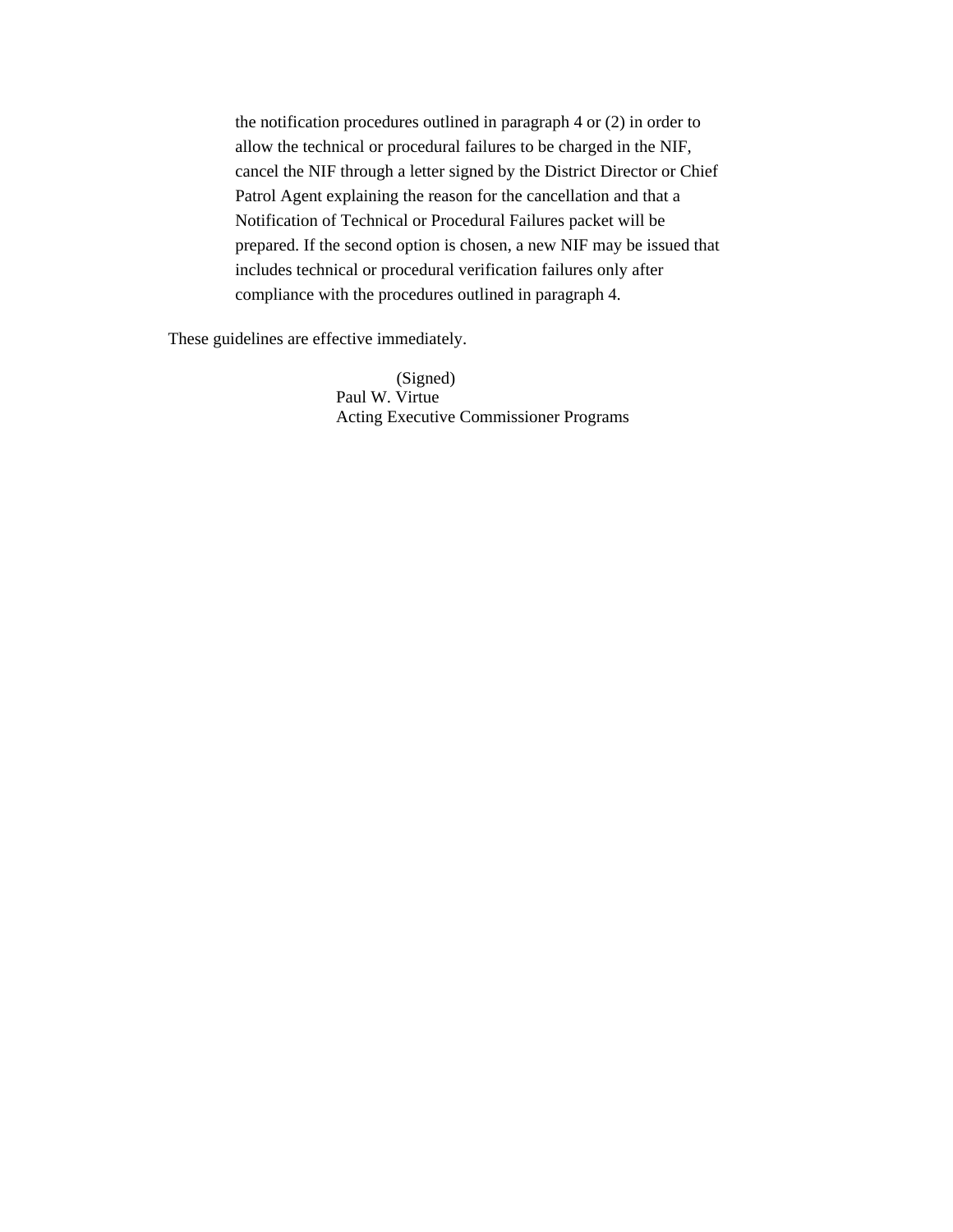the notification procedures outlined in paragraph 4 or (2) in order to allow the technical or procedural failures to be charged in the NIF, cancel the NIF through a letter signed by the District Director or Chief Patrol Agent explaining the reason for the cancellation and that a Notification of Technical or Procedural Failures packet will be prepared. If the second option is chosen, a new NIF may be issued that includes technical or procedural verification failures only after compliance with the procedures outlined in paragraph 4.

These guidelines are effective immediately.

(Signed)
Paul W. Virtue
Acting Executive Commissioner Programs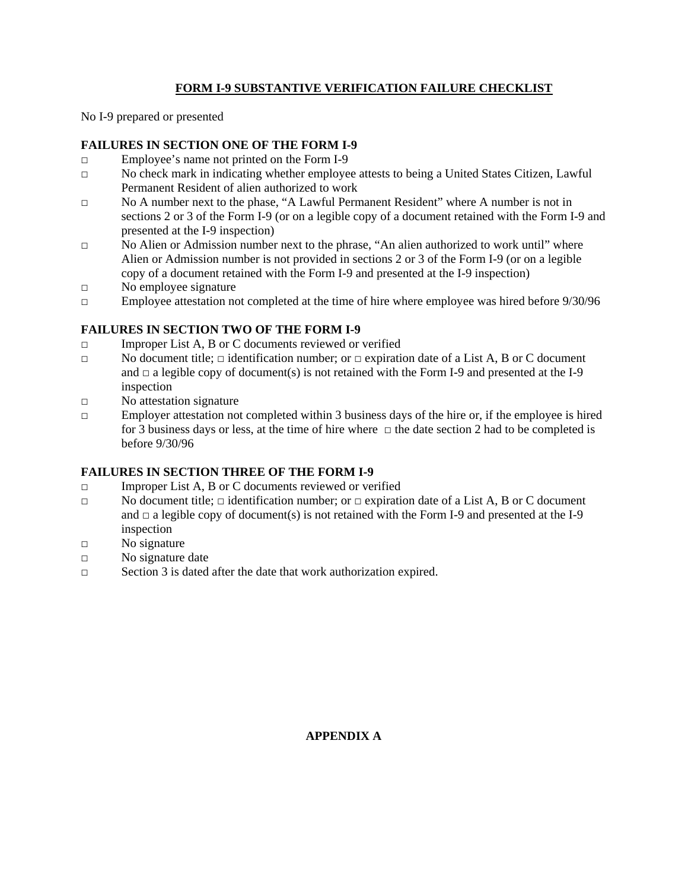## FORM I-9 SUBSTANTIVE VERIFICATION FAILURE CHECKLIST

No I-9 prepared or presented

### FAILURES IN SECTION ONE OF THE FORM I-9

- □ Employee's name not printed on the Form I-9
- □ No check mark in indicating whether employee attests to being a United States Citizen, Lawful Permanent Resident of alien authorized to work
- □ No A number next to the phase, "A Lawful Permanent Resident" where A number is not in sections 2 or 3 of the Form I-9 (or on a legible copy of a document retained with the Form I-9 and presented at the I-9 inspection)
- □ No Alien or Admission number next to the phrase, "An alien authorized to work until" where Alien or Admission number is not provided in sections 2 or 3 of the Form I-9 (or on a legible copy of a document retained with the Form I-9 and presented at the I-9 inspection)
- □ No employee signature
- □ Employee attestation not completed at the time of hire where employee was hired before 9/30/96

### FAILURES IN SECTION TWO OF THE FORM I-9

- □ Improper List A, B or C documents reviewed or verified
- □ No document title; □ identification number; or □ expiration date of a List A, B or C document and □ a legible copy of document(s) is not retained with the Form I-9 and presented at the I-9 inspection
- □ No attestation signature
- □ Employer attestation not completed within 3 business days of the hire or, if the employee is hired for 3 business days or less, at the time of hire where □ the date section 2 had to be completed is before 9/30/96

### FAILURES IN SECTION THREE OF THE FORM I-9

- □ Improper List A, B or C documents reviewed or verified
- □ No document title; □ identification number; or □ expiration date of a List A, B or C document and □ a legible copy of document(s) is not retained with the Form I-9 and presented at the I-9 inspection
- □ No signature
- □ No signature date
- □ Section 3 is dated after the date that work authorization expired.

**APPENDIX A**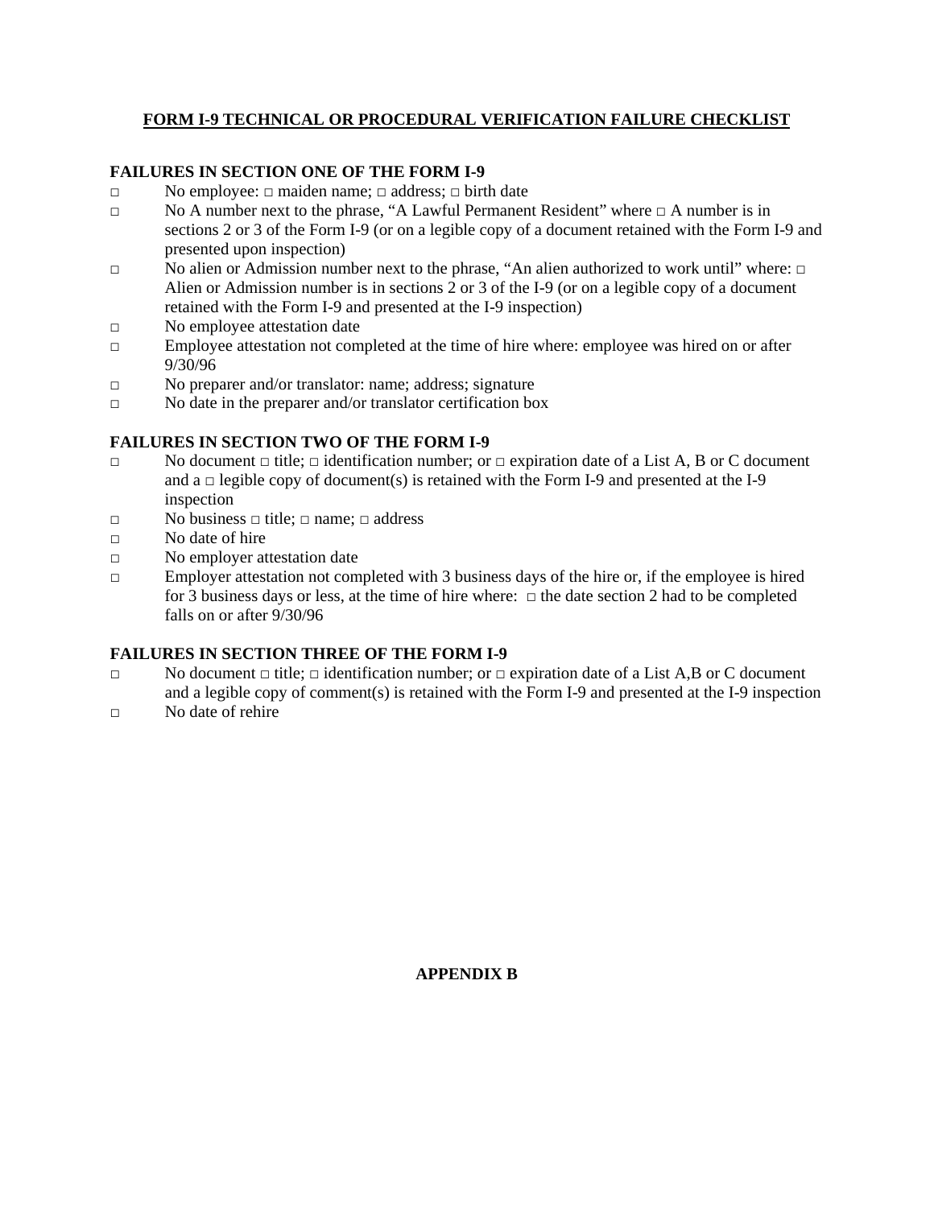## FORM I-9 TECHNICAL OR PROCEDURAL VERIFICATION FAILURE CHECKLIST

### FAILURES IN SECTION ONE OF THE FORM I-9

- □ No employee: □ maiden name; □ address; □ birth date
- □ No A number next to the phrase, "A Lawful Permanent Resident" where □ A number is in sections 2 or 3 of the Form I-9 (or on a legible copy of a document retained with the Form I-9 and presented upon inspection)
- □ No alien or Admission number next to the phrase, "An alien authorized to work until" where: □ Alien or Admission number is in sections 2 or 3 of the I-9 (or on a legible copy of a document retained with the Form I-9 and presented at the I-9 inspection)
- □ No employee attestation date
- □ Employee attestation not completed at the time of hire where: employee was hired on or after 9/30/96
- □ No preparer and/or translator: name; address; signature
- □ No date in the preparer and/or translator certification box

### FAILURES IN SECTION TWO OF THE FORM I-9

- □ No document □ title; □ identification number; or □ expiration date of a List A, B or C document and a □ legible copy of document(s) is retained with the Form I-9 and presented at the I-9 inspection
- □ No business □ title; □ name; □ address
- □ No date of hire
- □ No employer attestation date
- □ Employer attestation not completed with 3 business days of the hire or, if the employee is hired for 3 business days or less, at the time of hire where: □ the date section 2 had to be completed falls on or after 9/30/96

### FAILURES IN SECTION THREE OF THE FORM I-9

- □ No document □ title; □ identification number; or □ expiration date of a List A,B or C document and a legible copy of comment(s) is retained with the Form I-9 and presented at the I-9 inspection
- □ No date of rehire

**APPENDIX B**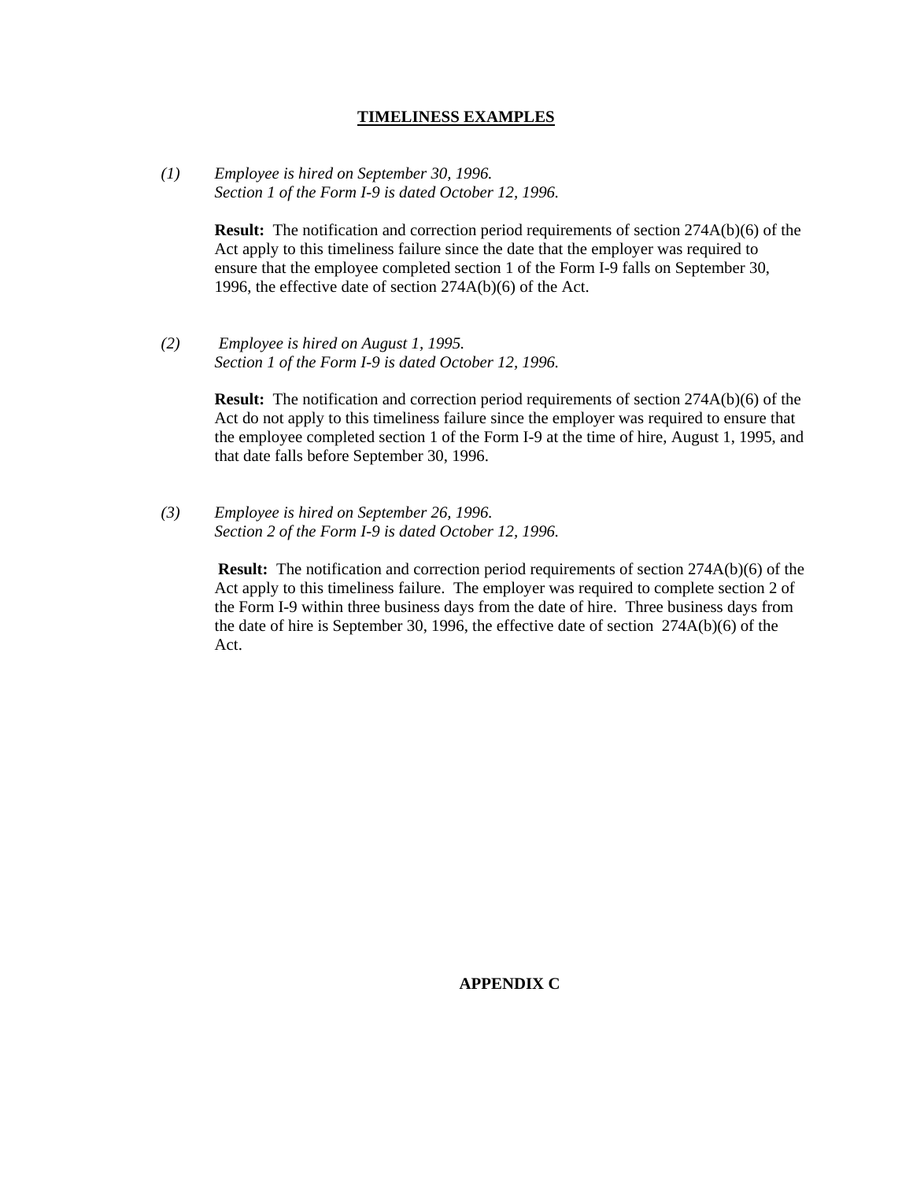## TIMELINESS EXAMPLES

(1) *Employee is hired on September 30, 1996.*
*Section 1 of the Form I-9 is dated October 12, 1996.*

**Result:** The notification and correction period requirements of section 274A(b)(6) of the Act apply to this timeliness failure since the date that the employer was required to ensure that the employee completed section 1 of the Form I-9 falls on September 30, 1996, the effective date of section 274A(b)(6) of the Act.

(2) *Employee is hired on August 1, 1995.*
*Section 1 of the Form I-9 is dated October 12, 1996.*

**Result:** The notification and correction period requirements of section 274A(b)(6) of the Act do not apply to this timeliness failure since the employer was required to ensure that the employee completed section 1 of the Form I-9 at the time of hire, August 1, 1995, and that date falls before September 30, 1996.

(3) *Employee is hired on September 26, 1996.*
*Section 2 of the Form I-9 is dated October 12, 1996.*

**Result:** The notification and correction period requirements of section 274A(b)(6) of the Act apply to this timeliness failure. The employer was required to complete section 2 of the Form I-9 within three business days from the date of hire. Three business days from the date of hire is September 30, 1996, the effective date of section 274A(b)(6) of the Act.

**APPENDIX C**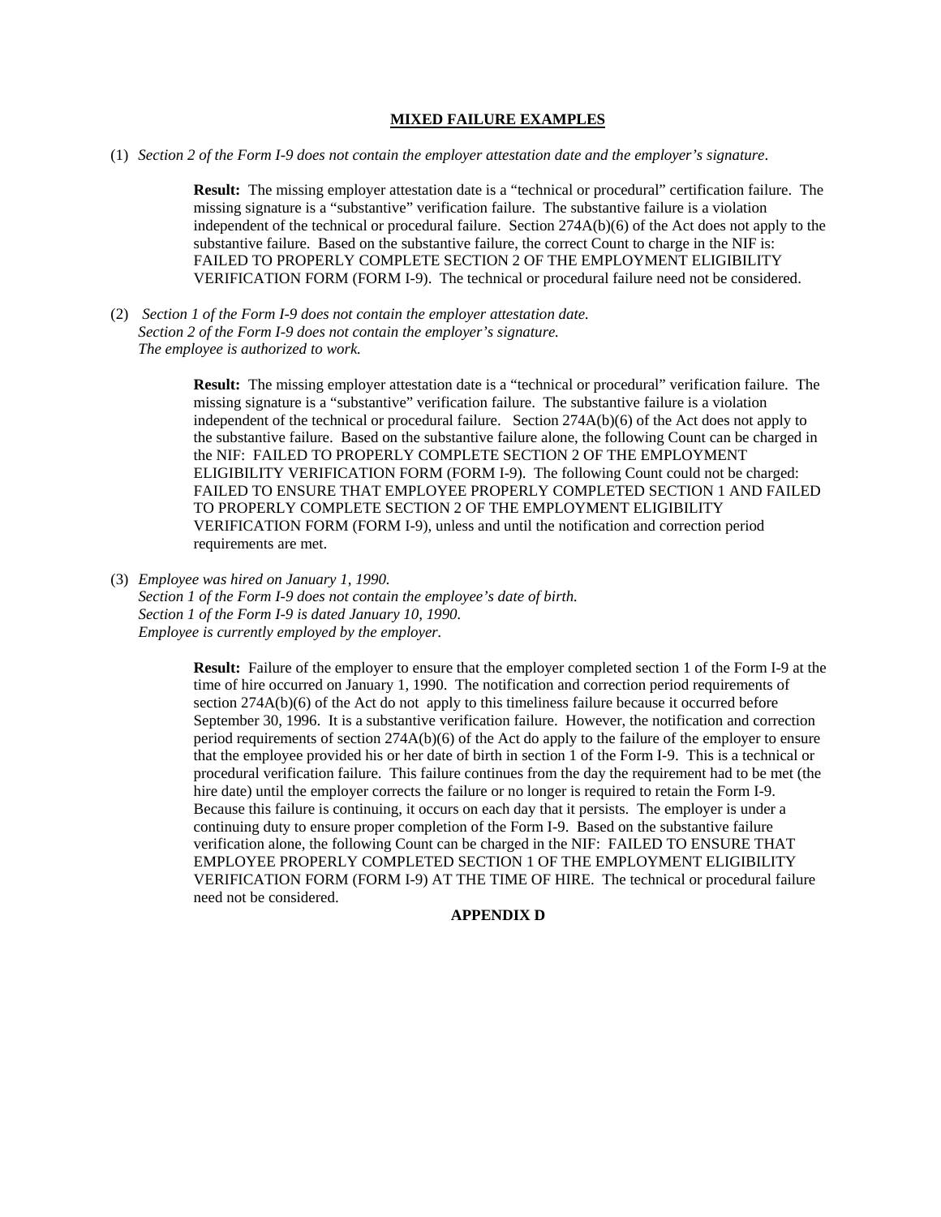## MIXED FAILURE EXAMPLES

(1) *Section 2 of the Form I-9 does not contain the employer attestation date and the employer's signature*.

> **Result:** The missing employer attestation date is a "technical or procedural" certification failure. The missing signature is a "substantive" verification failure. The substantive failure is a violation independent of the technical or procedural failure. Section 274A(b)(6) of the Act does not apply to the substantive failure. Based on the substantive failure, the correct Count to charge in the NIF is: FAILED TO PROPERLY COMPLETE SECTION 2 OF THE EMPLOYMENT ELIGIBILITY VERIFICATION FORM (FORM I-9). The technical or procedural failure need not be considered.

(2) *Section 1 of the Form I-9 does not contain the employer attestation date.*
*Section 2 of the Form I-9 does not contain the employer's signature.*
*The employee is authorized to work.*

> **Result:** The missing employer attestation date is a "technical or procedural" verification failure. The missing signature is a "substantive" verification failure. The substantive failure is a violation independent of the technical or procedural failure. Section 274A(b)(6) of the Act does not apply to the substantive failure. Based on the substantive failure alone, the following Count can be charged in the NIF: FAILED TO PROPERLY COMPLETE SECTION 2 OF THE EMPLOYMENT ELIGIBILITY VERIFICATION FORM (FORM I-9). The following Count could not be charged: FAILED TO ENSURE THAT EMPLOYEE PROPERLY COMPLETED SECTION 1 AND FAILED TO PROPERLY COMPLETE SECTION 2 OF THE EMPLOYMENT ELIGIBILITY VERIFICATION FORM (FORM I-9), unless and until the notification and correction period requirements are met.

(3) *Employee was hired on January 1, 1990.*
*Section 1 of the Form I-9 does not contain the employee's date of birth.*
*Section 1 of the Form I-9 is dated January 10, 1990.*
*Employee is currently employed by the employer.*

> **Result:** Failure of the employer to ensure that the employer completed section 1 of the Form I-9 at the time of hire occurred on January 1, 1990. The notification and correction period requirements of section 274A(b)(6) of the Act do not apply to this timeliness failure because it occurred before September 30, 1996. It is a substantive verification failure. However, the notification and correction period requirements of section 274A(b)(6) of the Act do apply to the failure of the employer to ensure that the employee provided his or her date of birth in section 1 of the Form I-9. This is a technical or procedural verification failure. This failure continues from the day the requirement had to be met (the hire date) until the employer corrects the failure or no longer is required to retain the Form I-9. Because this failure is continuing, it occurs on each day that it persists. The employer is under a continuing duty to ensure proper completion of the Form I-9. Based on the substantive failure verification alone, the following Count can be charged in the NIF: FAILED TO ENSURE THAT EMPLOYEE PROPERLY COMPLETED SECTION 1 OF THE EMPLOYMENT ELIGIBILITY VERIFICATION FORM (FORM I-9) AT THE TIME OF HIRE. The technical or procedural failure need not be considered.

**APPENDIX D**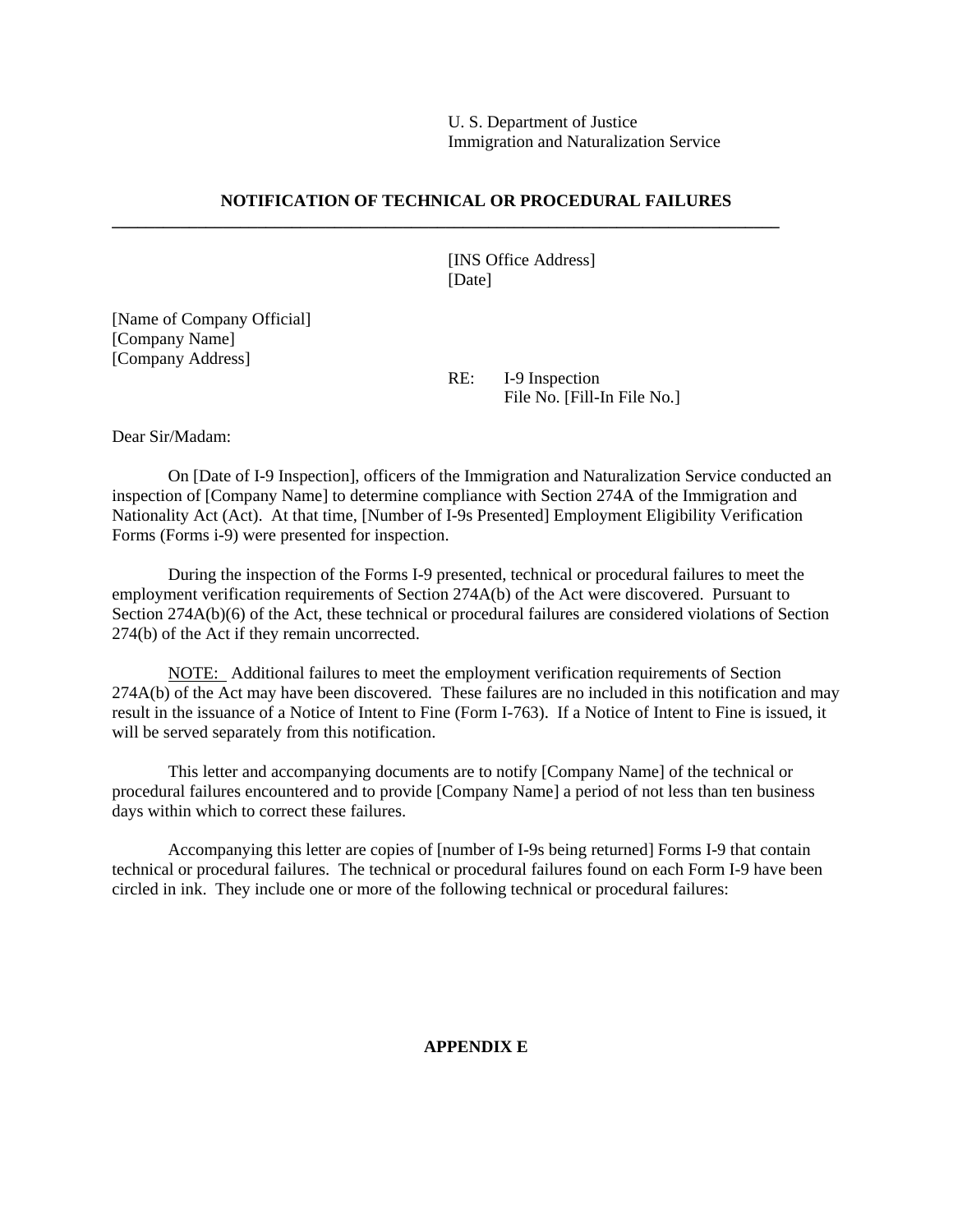U. S. Department of Justice
Immigration and Naturalization Service

**NOTIFICATION OF TECHNICAL OR PROCEDURAL FAILURES**

---

[INS Office Address]
[Date]

[Name of Company Official]
[Company Name]
[Company Address]

RE: I-9 Inspection
File No. [Fill-In File No.]

Dear Sir/Madam:

On [Date of I-9 Inspection], officers of the Immigration and Naturalization Service conducted an inspection of [Company Name] to determine compliance with Section 274A of the Immigration and Nationality Act (Act). At that time, [Number of I-9s Presented] Employment Eligibility Verification Forms (Forms i-9) were presented for inspection.

During the inspection of the Forms I-9 presented, technical or procedural failures to meet the employment verification requirements of Section 274A(b) of the Act were discovered. Pursuant to Section 274A(b)(6) of the Act, these technical or procedural failures are considered violations of Section 274(b) of the Act if they remain uncorrected.

<u>NOTE:</u> Additional failures to meet the employment verification requirements of Section 274A(b) of the Act may have been discovered. These failures are no included in this notification and may result in the issuance of a Notice of Intent to Fine (Form I-763). If a Notice of Intent to Fine is issued, it will be served separately from this notification.

This letter and accompanying documents are to notify [Company Name] of the technical or procedural failures encountered and to provide [Company Name] a period of not less than ten business days within which to correct these failures.

Accompanying this letter are copies of [number of I-9s being returned] Forms I-9 that contain technical or procedural failures. The technical or procedural failures found on each Form I-9 have been circled in ink. They include one or more of the following technical or procedural failures:

**APPENDIX E**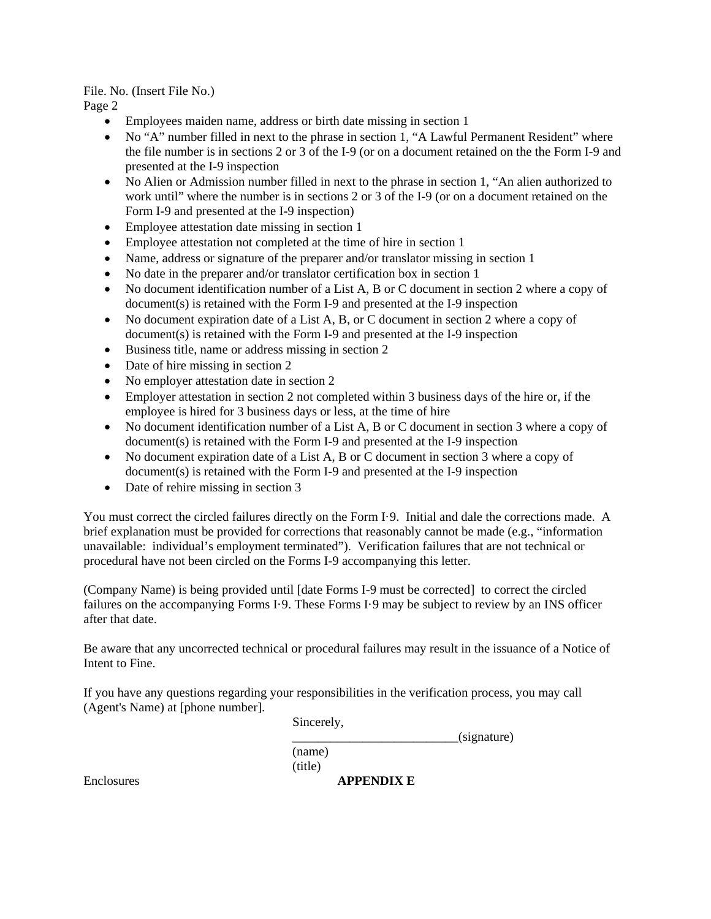File. No. (Insert File No.)
Page 2

- Employees maiden name, address or birth date missing in section 1
- No "A" number filled in next to the phrase in section 1, "A Lawful Permanent Resident" where the file number is in sections 2 or 3 of the I-9 (or on a document retained on the the Form I-9 and presented at the I-9 inspection
- No Alien or Admission number filled in next to the phrase in section 1, "An alien authorized to work until" where the number is in sections 2 or 3 of the I-9 (or on a document retained on the Form I-9 and presented at the I-9 inspection)
- Employee attestation date missing in section 1
- Employee attestation not completed at the time of hire in section 1
- Name, address or signature of the preparer and/or translator missing in section 1
- No date in the preparer and/or translator certification box in section 1
- No document identification number of a List A, B or C document in section 2 where a copy of document(s) is retained with the Form I-9 and presented at the I-9 inspection
- No document expiration date of a List A, B, or C document in section 2 where a copy of document(s) is retained with the Form I-9 and presented at the I-9 inspection
- Business title, name or address missing in section 2
- Date of hire missing in section 2
- No employer attestation date in section 2
- Employer attestation in section 2 not completed within 3 business days of the hire or, if the employee is hired for 3 business days or less, at the time of hire
- No document identification number of a List A, B or C document in section 3 where a copy of document(s) is retained with the Form I-9 and presented at the I-9 inspection
- No document expiration date of a List A, B or C document in section 3 where a copy of document(s) is retained with the Form I-9 and presented at the I-9 inspection
- Date of rehire missing in section 3

You must correct the circled failures directly on the Form I·9. Initial and dale the corrections made. A brief explanation must be provided for corrections that reasonably cannot be made (e.g., "information unavailable: individual's employment terminated"). Verification failures that are not technical or procedural have not been circled on the Forms I-9 accompanying this letter.

(Company Name) is being provided until [date Forms I-9 must be corrected] to correct the circled failures on the accompanying Forms I·9. These Forms I·9 may be subject to review by an INS officer after that date.

Be aware that any uncorrected technical or procedural failures may result in the issuance of a Notice of Intent to Fine.

If you have any questions regarding your responsibilities in the verification process, you may call (Agent's Name) at [phone number].

Sincerely,

__________________________(signature)

(name)

(title)

Enclosures

**APPENDIX E**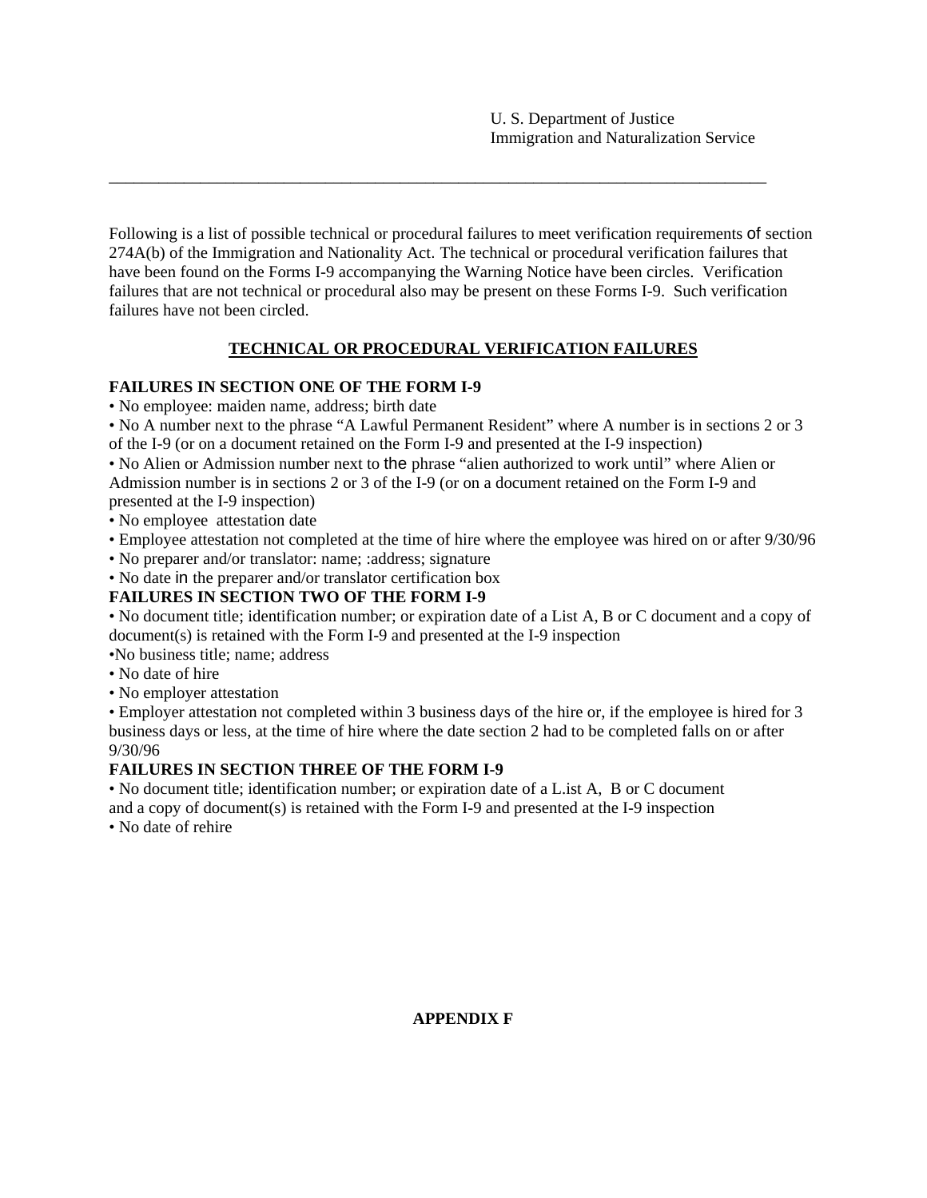U. S. Department of Justice
Immigration and Naturalization Service

---

Following is a list of possible technical or procedural failures to meet verification requirements of section 274A(b) of the Immigration and Nationality Act. The technical or procedural verification failures that have been found on the Forms I-9 accompanying the Warning Notice have been circles. Verification failures that are not technical or procedural also may be present on these Forms I-9. Such verification failures have not been circled.

## TECHNICAL OR PROCEDURAL VERIFICATION FAILURES

**FAILURES IN SECTION ONE OF THE FORM I-9**

- No employee: maiden name, address; birth date
- No A number next to the phrase "A Lawful Permanent Resident" where A number is in sections 2 or 3 of the I-9 (or on a document retained on the Form I-9 and presented at the I-9 inspection)
- No Alien or Admission number next to the phrase "alien authorized to work until" where Alien or Admission number is in sections 2 or 3 of the I-9 (or on a document retained on the Form I-9 and presented at the I-9 inspection)
- No employee attestation date
- Employee attestation not completed at the time of hire where the employee was hired on or after 9/30/96
- No preparer and/or translator: name; :address; signature
- No date in the preparer and/or translator certification box

**FAILURES IN SECTION TWO OF THE FORM I-9**

- No document title; identification number; or expiration date of a List A, B or C document and a copy of document(s) is retained with the Form I-9 and presented at the I-9 inspection
- No business title; name; address
- No date of hire
- No employer attestation
- Employer attestation not completed within 3 business days of the hire or, if the employee is hired for 3 business days or less, at the time of hire where the date section 2 had to be completed falls on or after 9/30/96

**FAILURES IN SECTION THREE OF THE FORM I-9**

- No document title; identification number; or expiration date of a L.ist A, B or C document and a copy of document(s) is retained with the Form I-9 and presented at the I-9 inspection
- No date of rehire

**APPENDIX F**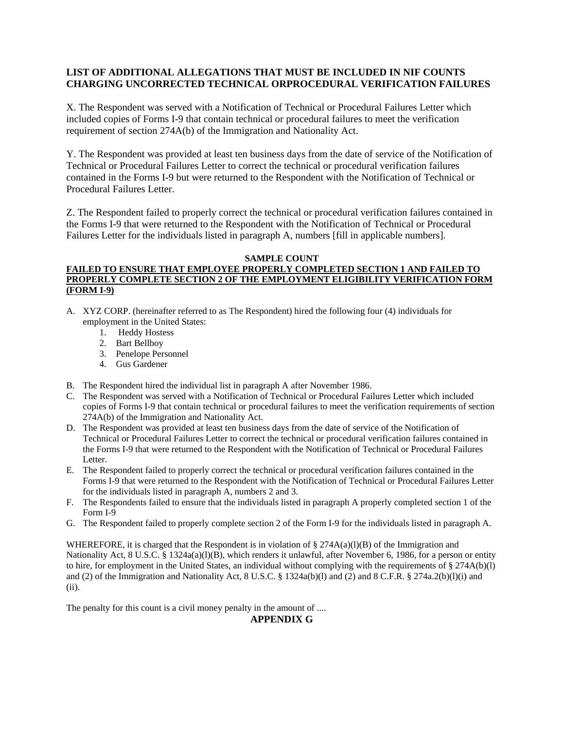**LIST OF ADDITIONAL ALLEGATIONS THAT MUST BE INCLUDED IN NIF COUNTS CHARGING UNCORRECTED TECHNICAL ORPROCEDURAL VERIFICATION FAILURES**

X. The Respondent was served with a Notification of Technical or Procedural Failures Letter which included copies of Forms I-9 that contain technical or procedural failures to meet the verification requirement of section 274A(b) of the Immigration and Nationality Act.

Y. The Respondent was provided at least ten business days from the date of service of the Notification of Technical or Procedural Failures Letter to correct the technical or procedural verification failures contained in the Forms I-9 but were returned to the Respondent with the Notification of Technical or Procedural Failures Letter.

Z. The Respondent failed to properly correct the technical or procedural verification failures contained in the Forms I-9 that were returned to the Respondent with the Notification of Technical or Procedural Failures Letter for the individuals listed in paragraph A, numbers [fill in applicable numbers].

**SAMPLE COUNT**

**FAILED TO ENSURE THAT EMPLOYEE PROPERLY COMPLETED SECTION 1 AND FAILED TO PROPERLY COMPLETE SECTION 2 OF THE EMPLOYMENT ELIGIBILITY VERIFICATION FORM (FORM I-9)**

A. XYZ CORP. (hereinafter referred to as The Respondent) hired the following four (4) individuals for employment in the United States:
   1. Heddy Hostess
   2. Bart Bellboy
   3. Penelope Personnel
   4. Gus Gardener

B. The Respondent hired the individual list in paragraph A after November 1986.

C. The Respondent was served with a Notification of Technical or Procedural Failures Letter which included copies of Forms I-9 that contain technical or procedural failures to meet the verification requirements of section 274A(b) of the Immigration and Nationality Act.

D. The Respondent was provided at least ten business days from the date of service of the Notification of Technical or Procedural Failures Letter to correct the technical or procedural verification failures contained in the Forms I-9 that were returned to the Respondent with the Notification of Technical or Procedural Failures Letter.

E. The Respondent failed to properly correct the technical or procedural verification failures contained in the Forms I-9 that were returned to the Respondent with the Notification of Technical or Procedural Failures Letter for the individuals listed in paragraph A, numbers 2 and 3.

F. The Respondents failed to ensure that the individuals listed in paragraph A properly completed section 1 of the Form I-9

G. The Respondent failed to properly complete section 2 of the Form I-9 for the individuals listed in paragraph A.

WHEREFORE, it is charged that the Respondent is in violation of § 274A(a)(l)(B) of the Immigration and Nationality Act, 8 U.S.C. § 1324a(a)(l)(B), which renders it unlawful, after November 6, 1986, for a person or entity to hire, for employment in the United States, an individual without complying with the requirements of § 274A(b)(l) and (2) of the Immigration and Nationality Act, 8 U.S.C. § 1324a(b)(l) and (2) and 8 C.F.R. § 274a.2(b)(l)(i) and (ii).

The penalty for this count is a civil money penalty in the amount of ....

**APPENDIX G**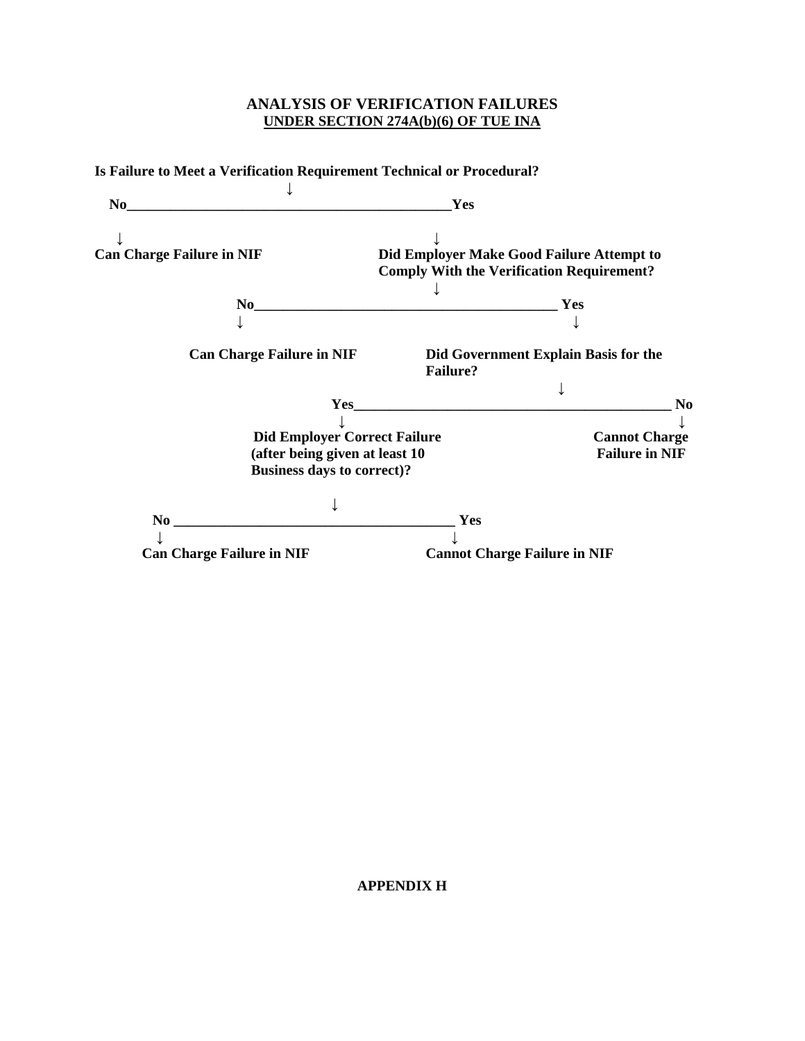# ANALYSIS OF VERIFICATION FAILURES
## UNDER SECTION 274A(b)(6) OF TUE INA

**Is Failure to Meet a Verification Requirement Technical or Procedural?**

↓

**No**\_\_\_\_\_\_\_\_\_\_\_\_\_\_\_\_\_\_\_\_\_\_\_\_\_\_\_\_\_\_\_\_\_\_\_\_\_\_\_\_\_\_\_\_\_**Yes**

↓ **Can Charge Failure in NIF**

↓ **Did Employer Make Good Failure Attempt to Comply With the Verification Requirement?**

↓

**No**\_\_\_\_\_\_\_\_\_\_\_\_\_\_\_\_\_\_\_\_\_\_\_\_\_\_\_\_\_\_\_\_\_\_\_\_\_\_\_\_\_\_\_\_ **Yes**

↓ **Can Charge Failure in NIF**

↓ **Did Government Explain Basis for the Failure?**

↓

**Yes**\_\_\_\_\_\_\_\_\_\_\_\_\_\_\_\_\_\_\_\_\_\_\_\_\_\_\_\_\_\_\_\_\_\_\_\_\_\_\_\_\_\_\_\_\_ **No**

↓ **Did Employer Correct Failure (after being given at least 10 Business days to correct)?**

↓ **Cannot Charge Failure in NIF**

↓

**No** \_\_\_\_\_\_\_\_\_\_\_\_\_\_\_\_\_\_\_\_\_\_\_\_\_\_\_\_\_\_\_\_\_\_\_\_\_\_\_\_ **Yes**

↓ **Can Charge Failure in NIF**

↓ **Cannot Charge Failure in NIF**

**APPENDIX H**